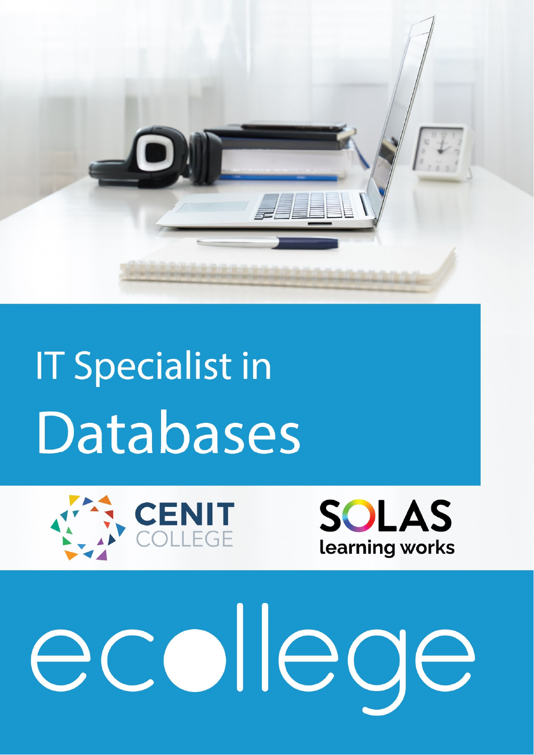# IT Specialist in Databases

CENIT COLLEGE

SOLAS learning works

ecollege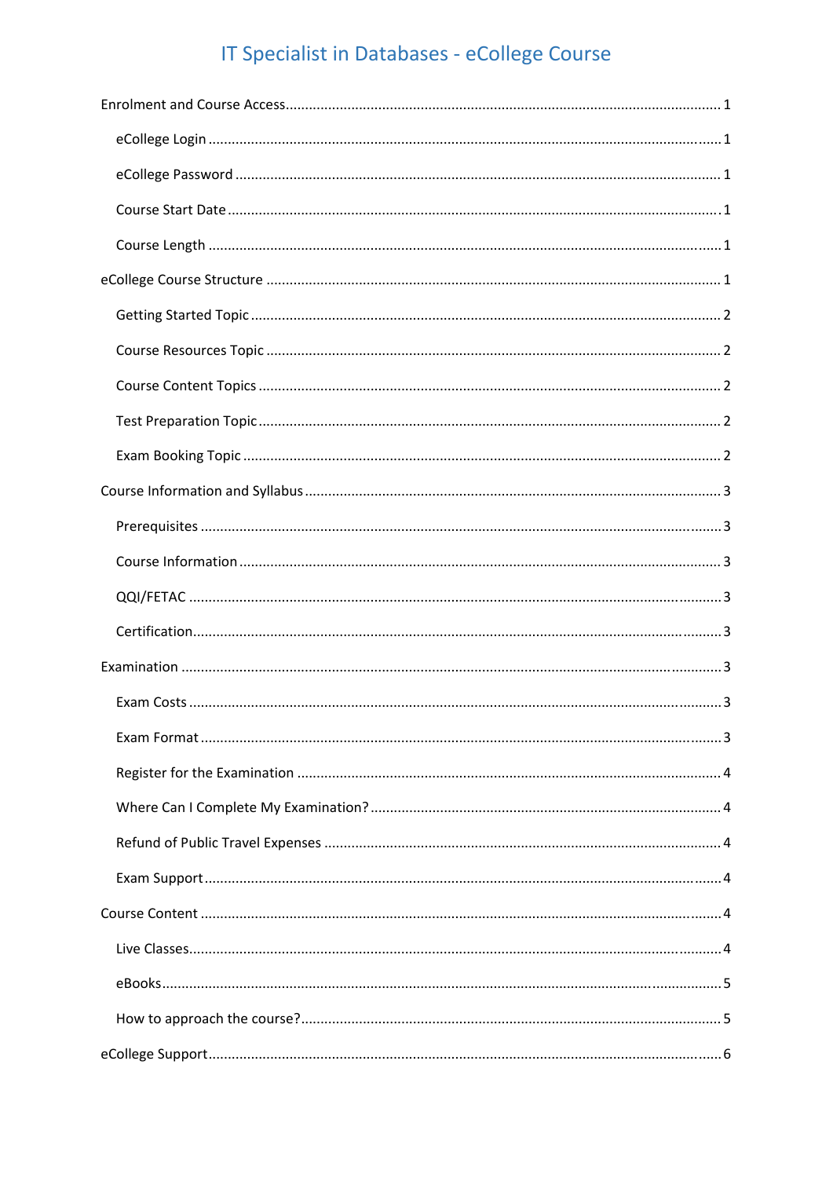# IT Specialist in Databases - eCollege Course

Enrolment and Course Access ........ 1

- eCollege Login ........ 1
- eCollege Password ........ 1
- Course Start Date ........ 1
- Course Length ........ 1

eCollege Course Structure ........ 1

- Getting Started Topic ........ 2
- Course Resources Topic ........ 2
- Course Content Topics ........ 2
- Test Preparation Topic ........ 2
- Exam Booking Topic ........ 2

Course Information and Syllabus ........ 3

- Prerequisites ........ 3
- Course Information ........ 3
- QQI/FETAC ........ 3
- Certification ........ 3

Examination ........ 3

- Exam Costs ........ 3
- Exam Format ........ 3
- Register for the Examination ........ 4
- Where Can I Complete My Examination? ........ 4
- Refund of Public Travel Expenses ........ 4
- Exam Support ........ 4

Course Content ........ 4

- Live Classes ........ 4
- eBooks ........ 5
- How to approach the course? ........ 5

eCollege Support ........ 6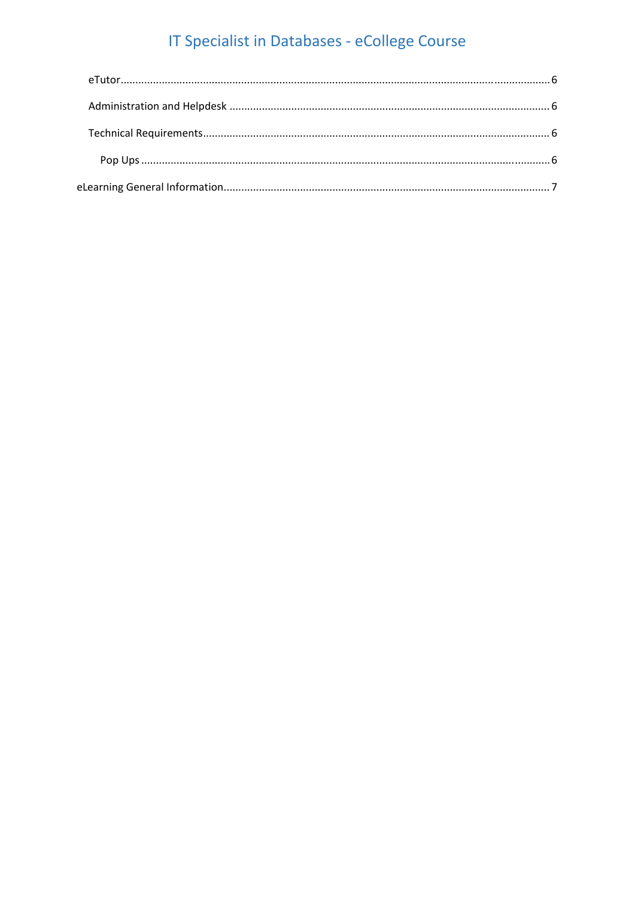eTutor ........................................................................................................................................ 6

Administration and Helpdesk ........................................................................................................ 6

Technical Requirements ................................................................................................................. 6

Pop Ups ........................................................................................................................................ 6

eLearning General Information ........................................................................................................ 7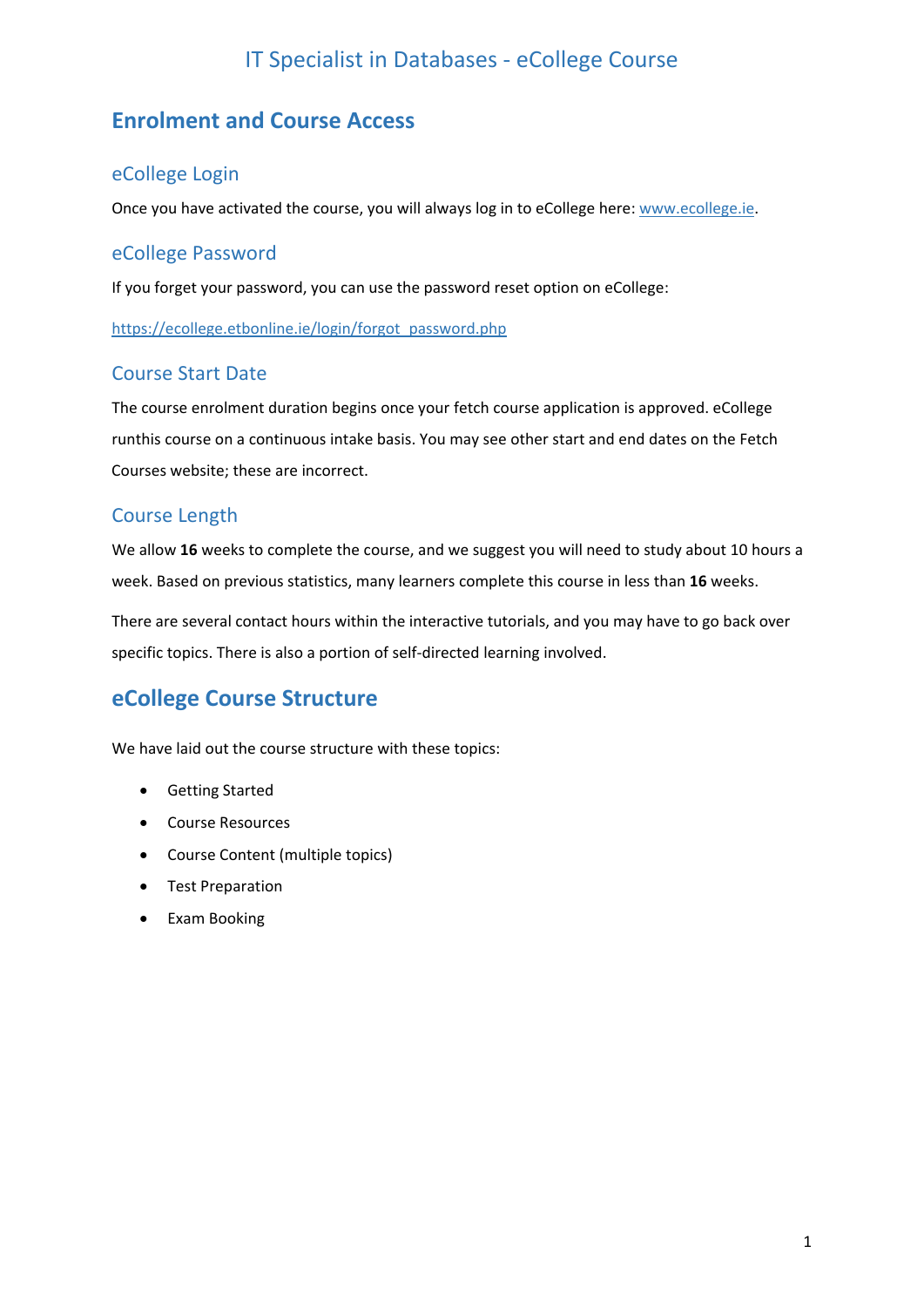# IT Specialist in Databases - eCollege Course

## Enrolment and Course Access

### eCollege Login

Once you have activated the course, you will always log in to eCollege here: [www.ecollege.ie](www.ecollege.ie).

### eCollege Password

If you forget your password, you can use the password reset option on eCollege:

[https://ecollege.etbonline.ie/login/forgot_password.php](https://ecollege.etbonline.ie/login/forgot_password.php)

### Course Start Date

The course enrolment duration begins once your fetch course application is approved. eCollege runthis course on a continuous intake basis. You may see other start and end dates on the Fetch Courses website; these are incorrect.

### Course Length

We allow **16** weeks to complete the course, and we suggest you will need to study about 10 hours a week. Based on previous statistics, many learners complete this course in less than **16** weeks.

There are several contact hours within the interactive tutorials, and you may have to go back over specific topics. There is also a portion of self-directed learning involved.

## eCollege Course Structure

We have laid out the course structure with these topics:

- Getting Started
- Course Resources
- Course Content (multiple topics)
- Test Preparation
- Exam Booking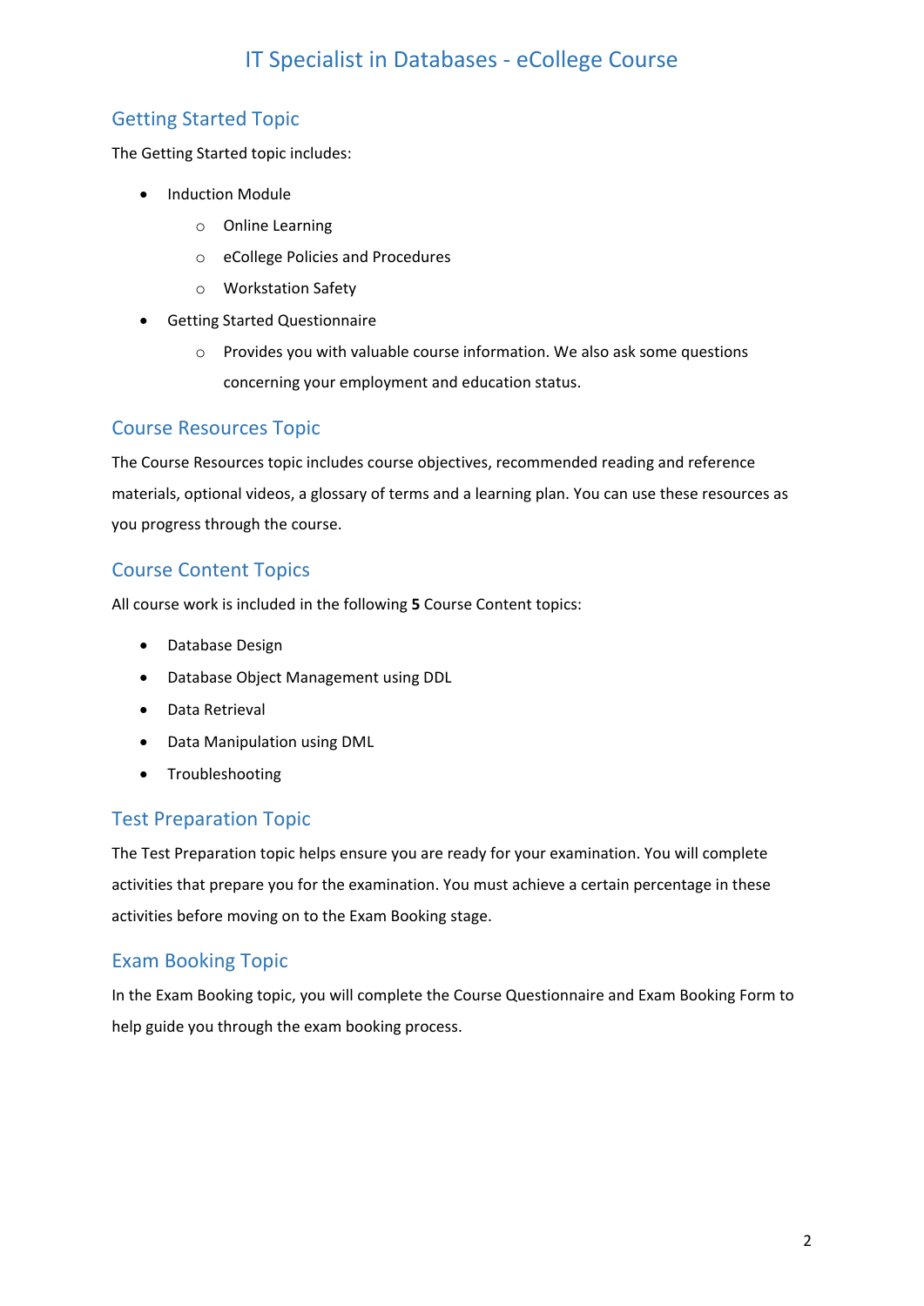# IT Specialist in Databases - eCollege Course

## Getting Started Topic

The Getting Started topic includes:

- Induction Module
  - Online Learning
  - eCollege Policies and Procedures
  - Workstation Safety
- Getting Started Questionnaire
  - Provides you with valuable course information. We also ask some questions concerning your employment and education status.

## Course Resources Topic

The Course Resources topic includes course objectives, recommended reading and reference materials, optional videos, a glossary of terms and a learning plan. You can use these resources as you progress through the course.

## Course Content Topics

All course work is included in the following **5** Course Content topics:

- Database Design
- Database Object Management using DDL
- Data Retrieval
- Data Manipulation using DML
- Troubleshooting

## Test Preparation Topic

The Test Preparation topic helps ensure you are ready for your examination. You will complete activities that prepare you for the examination. You must achieve a certain percentage in these activities before moving on to the Exam Booking stage.

## Exam Booking Topic

In the Exam Booking topic, you will complete the Course Questionnaire and Exam Booking Form to help guide you through the exam booking process.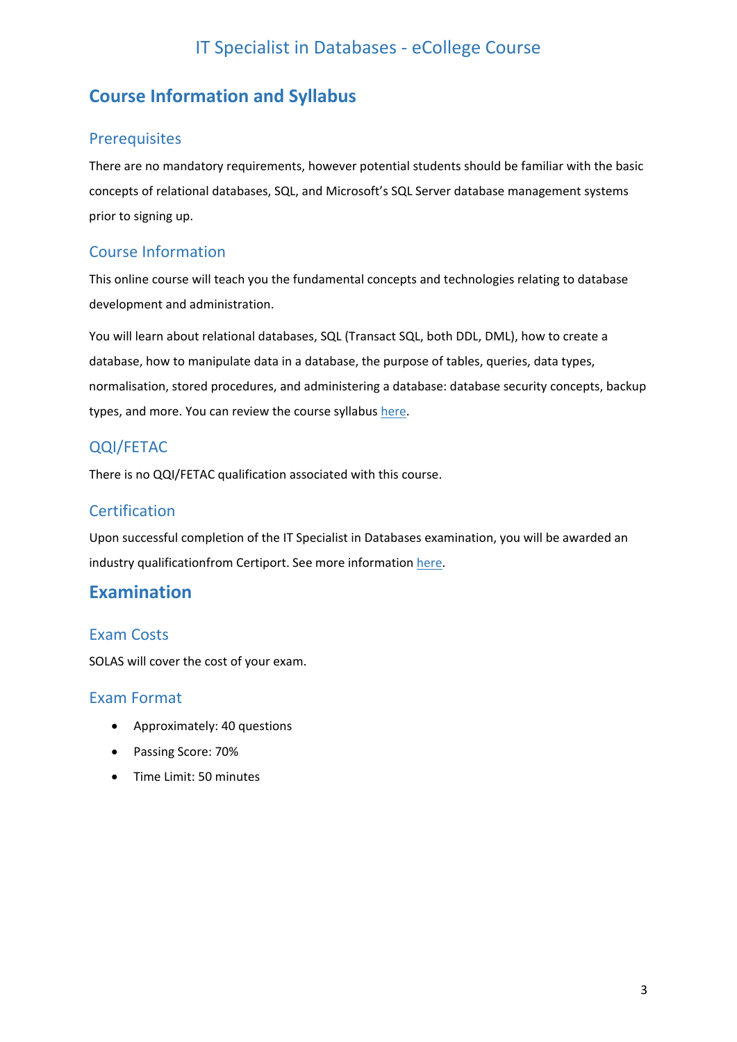# Course Information and Syllabus

## Prerequisites

There are no mandatory requirements, however potential students should be familiar with the basic concepts of relational databases, SQL, and Microsoft's SQL Server database management systems prior to signing up.

## Course Information

This online course will teach you the fundamental concepts and technologies relating to database development and administration.

You will learn about relational databases, SQL (Transact SQL, both DDL, DML), how to create a database, how to manipulate data in a database, the purpose of tables, queries, data types, normalisation, stored procedures, and administering a database: database security concepts, backup types, and more. You can review the course syllabus here.

## QQI/FETAC

There is no QQI/FETAC qualification associated with this course.

## Certification

Upon successful completion of the IT Specialist in Databases examination, you will be awarded an industry qualificationfrom Certiport. See more information here.

# Examination

## Exam Costs

SOLAS will cover the cost of your exam.

## Exam Format

- Approximately: 40 questions
- Passing Score: 70%
- Time Limit: 50 minutes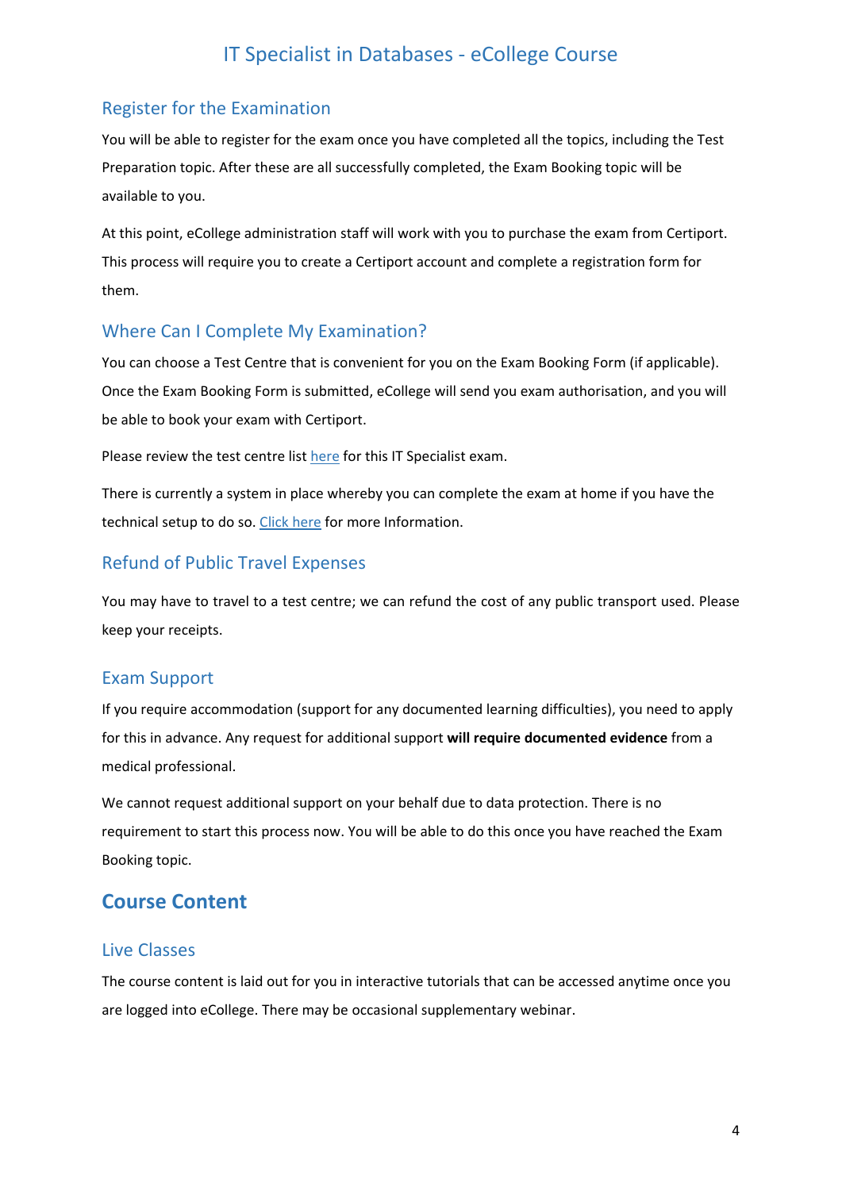## Register for the Examination

You will be able to register for the exam once you have completed all the topics, including the Test Preparation topic. After these are all successfully completed, the Exam Booking topic will be available to you.

At this point, eCollege administration staff will work with you to purchase the exam from Certiport. This process will require you to create a Certiport account and complete a registration form for them.

## Where Can I Complete My Examination?

You can choose a Test Centre that is convenient for you on the Exam Booking Form (if applicable). Once the Exam Booking Form is submitted, eCollege will send you exam authorisation, and you will be able to book your exam with Certiport.

Please review the test centre list here for this IT Specialist exam.

There is currently a system in place whereby you can complete the exam at home if you have the technical setup to do so. Click here for more Information.

## Refund of Public Travel Expenses

You may have to travel to a test centre; we can refund the cost of any public transport used. Please keep your receipts.

## Exam Support

If you require accommodation (support for any documented learning difficulties), you need to apply for this in advance. Any request for additional support **will require documented evidence** from a medical professional.

We cannot request additional support on your behalf due to data protection. There is no requirement to start this process now. You will be able to do this once you have reached the Exam Booking topic.

# Course Content

## Live Classes

The course content is laid out for you in interactive tutorials that can be accessed anytime once you are logged into eCollege. There may be occasional supplementary webinar.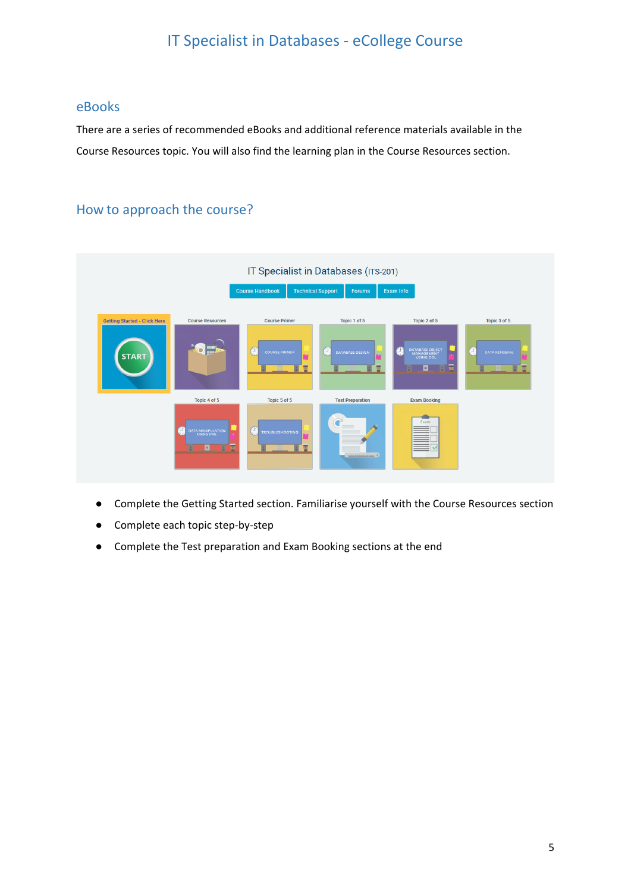## eBooks

There are a series of recommended eBooks and additional reference materials available in the Course Resources topic. You will also find the learning plan in the Course Resources section.

## How to approach the course?

- Complete the Getting Started section. Familiarise yourself with the Course Resources section
- Complete each topic step-by-step
- Complete the Test preparation and Exam Booking sections at the end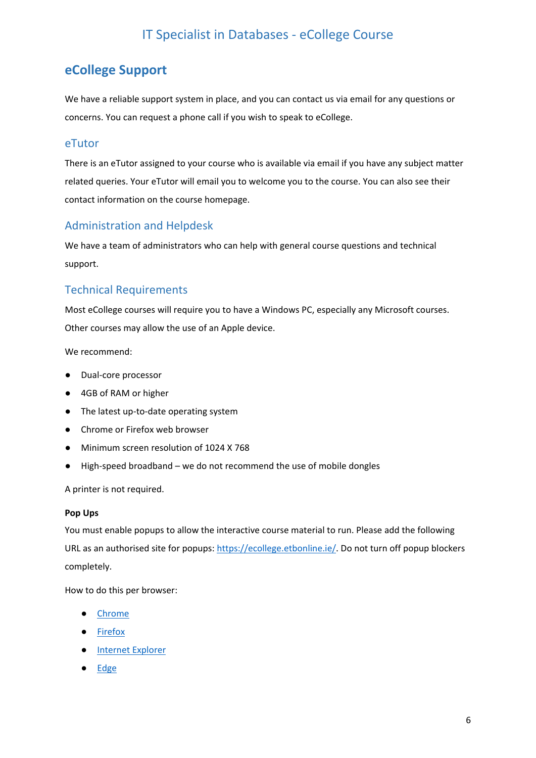## eCollege Support

We have a reliable support system in place, and you can contact us via email for any questions or concerns. You can request a phone call if you wish to speak to eCollege.

### eTutor

There is an eTutor assigned to your course who is available via email if you have any subject matter related queries. Your eTutor will email you to welcome you to the course. You can also see their contact information on the course homepage.

### Administration and Helpdesk

We have a team of administrators who can help with general course questions and technical support.

### Technical Requirements

Most eCollege courses will require you to have a Windows PC, especially any Microsoft courses. Other courses may allow the use of an Apple device.

We recommend:

- Dual-core processor
- 4GB of RAM or higher
- The latest up-to-date operating system
- Chrome or Firefox web browser
- Minimum screen resolution of 1024 X 768
- High-speed broadband – we do not recommend the use of mobile dongles

A printer is not required.

**Pop Ups**

You must enable popups to allow the interactive course material to run. Please add the following URL as an authorised site for popups: [https://ecollege.etbonline.ie/](https://ecollege.etbonline.ie/). Do not turn off popup blockers completely.

How to do this per browser:

- Chrome
- Firefox
- Internet Explorer
- Edge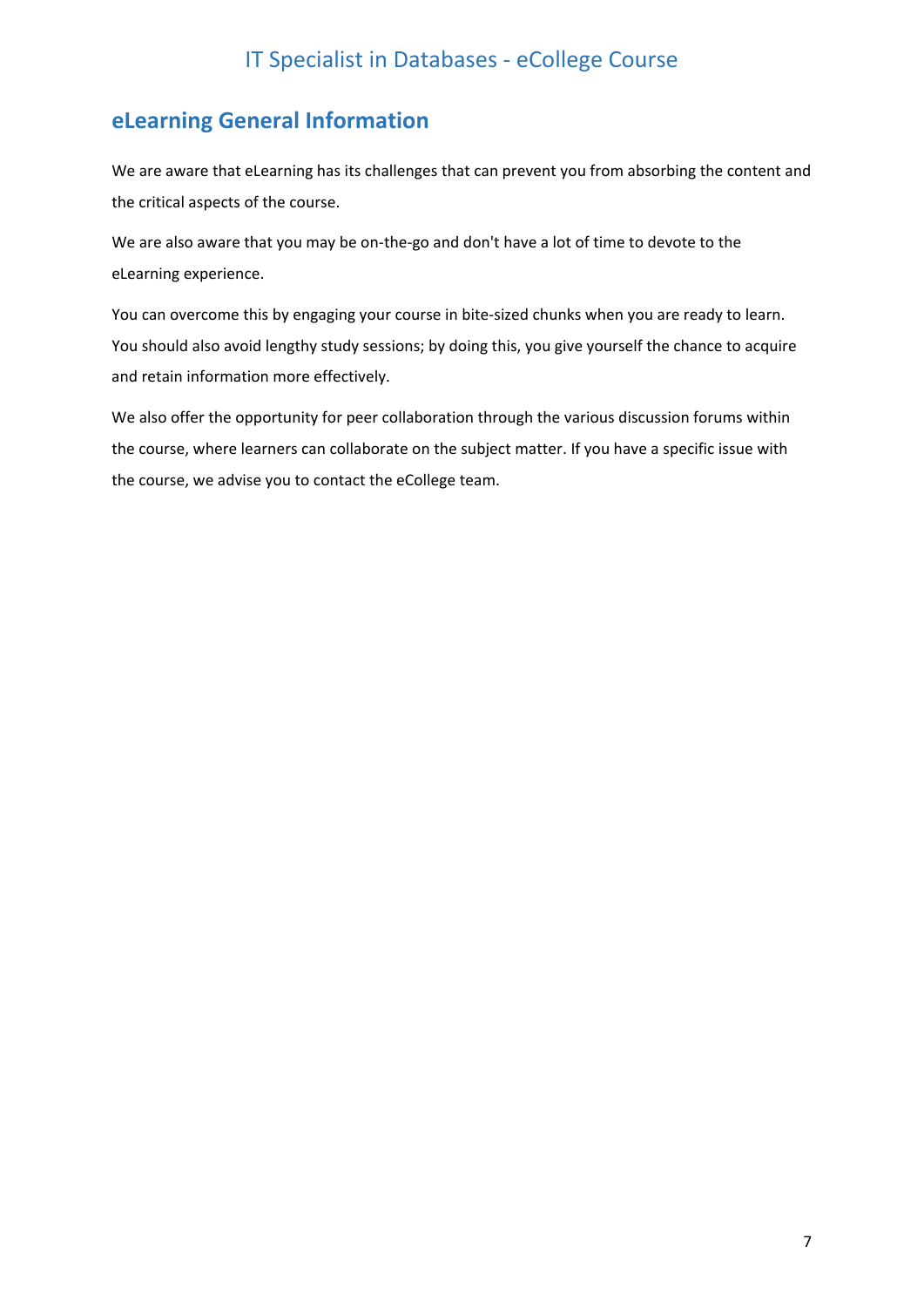## eLearning General Information

We are aware that eLearning has its challenges that can prevent you from absorbing the content and the critical aspects of the course.

We are also aware that you may be on-the-go and don't have a lot of time to devote to the eLearning experience.

You can overcome this by engaging your course in bite-sized chunks when you are ready to learn. You should also avoid lengthy study sessions; by doing this, you give yourself the chance to acquire and retain information more effectively.

We also offer the opportunity for peer collaboration through the various discussion forums within the course, where learners can collaborate on the subject matter. If you have a specific issue with the course, we advise you to contact the eCollege team.